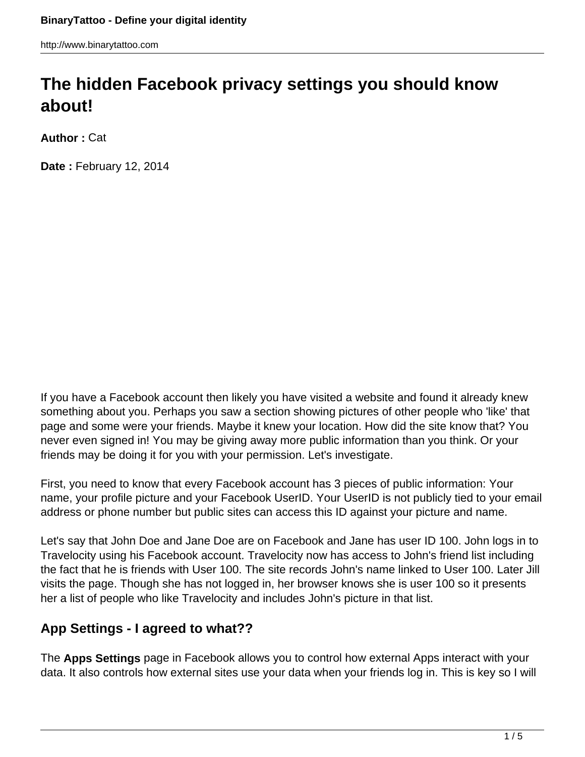# The hidden Facebook privacy settings you should know about!

**Author :** Cat

**Date :** February 12, 2014

If you have a Facebook account then likely you have visited a website and found it already knew something about you. Perhaps you saw a section showing pictures of other people who 'like' that page and some were your friends. Maybe it knew your location. How did the site know that? You never even signed in! You may be giving away more public information than you think. Or your friends may be doing it for you with your permission. Let's investigate.

First, you need to know that every Facebook account has 3 pieces of public information: Your name, your profile picture and your Facebook UserID. Your UserID is not publicly tied to your email address or phone number but public sites can access this ID against your picture and name.

Let's say that John Doe and Jane Doe are on Facebook and Jane has user ID 100. John logs in to Travelocity using his Facebook account. Travelocity now has access to John's friend list including the fact that he is friends with User 100. The site records John's name linked to User 100. Later Jill visits the page. Though she has not logged in, her browser knows she is user 100 so it presents her a list of people who like Travelocity and includes John's picture in that list.

## App Settings - I agreed to what??

The **Apps Settings** page in Facebook allows you to control how external Apps interact with your data. It also controls how external sites use your data when your friends log in. This is key so I will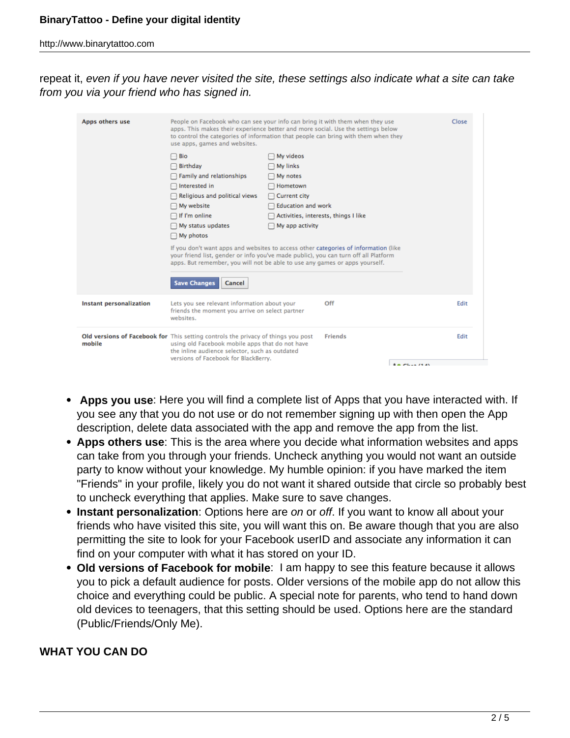repeat it, *even if you have never visited the site, these settings also indicate what a site can take from you via your friend who has signed in.*

**Apps others use** — People on Facebook who can see your info can bring it with them when they use apps. This makes their experience better and more social. Use the settings below to control the categories of information that people can bring with them when they use apps, games and websites. — Close

| | |
|---|---|
| ☐ Bio | ☐ My videos |
| ☐ Birthday | ☐ My links |
| ☐ Family and relationships | ☐ My notes |
| ☐ Interested in | ☐ Hometown |
| ☐ Religious and political views | ☐ Current city |
| ☐ My website | ☐ Education and work |
| ☐ If I'm online | ☐ Activities, interests, things I like |
| ☐ My status updates | ☐ My app activity |
| ☐ My photos | |

If you don't want apps and websites to access other categories of information (like your friend list, gender or info you've made public), you can turn off all Platform apps. But remember, you will not be able to use any games or apps yourself.

Save Changes | Cancel

| Setting | Description | Value | |
|---|---|---|---|
| Instant personalization | Lets you see relevant information about your friends the moment you arrive on select partner websites. | Off | Edit |
| Old versions of Facebook for mobile | This setting controls the privacy of things you post using old Facebook mobile apps that do not have the inline audience selector, such as outdated versions of Facebook for BlackBerry. | Friends | Edit |

- **Apps you use**: Here you will find a complete list of Apps that you have interacted with. If you see any that you do not use or do not remember signing up with then open the App description, delete data associated with the app and remove the app from the list.
- **Apps others use**: This is the area where you decide what information websites and apps can take from you through your friends. Uncheck anything you would not want an outside party to know without your knowledge. My humble opinion: if you have marked the item "Friends" in your profile, likely you do not want it shared outside that circle so probably best to uncheck everything that applies. Make sure to save changes.
- **Instant personalization**: Options here are *on* or *off*. If you want to know all about your friends who have visited this site, you will want this on. Be aware though that you are also permitting the site to look for your Facebook userID and associate any information it can find on your computer with what it has stored on your ID.
- **Old versions of Facebook for mobile**: I am happy to see this feature because it allows you to pick a default audience for posts. Older versions of the mobile app do not allow this choice and everything could be public. A special note for parents, who tend to hand down old devices to teenagers, that this setting should be used. Options here are the standard (Public/Friends/Only Me).

**WHAT YOU CAN DO**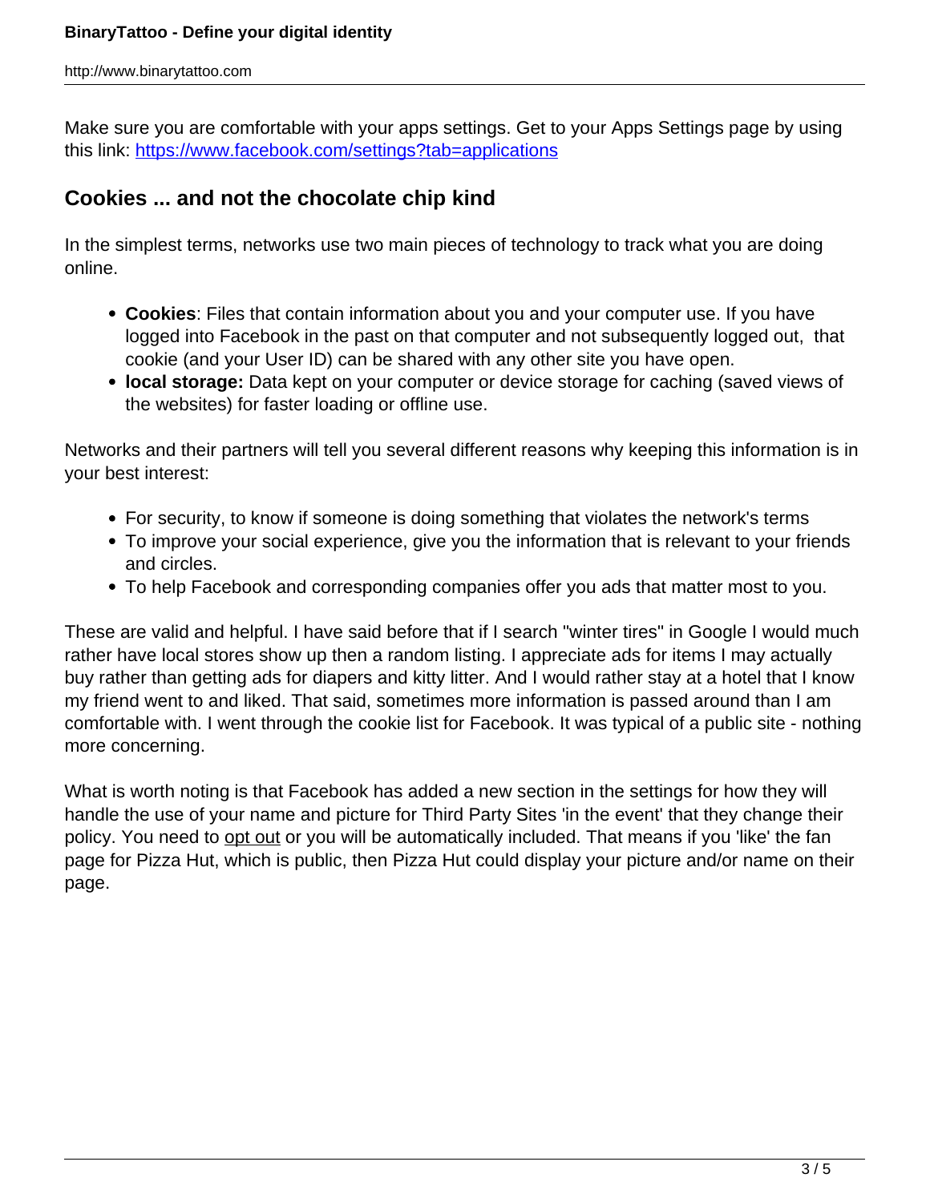Make sure you are comfortable with your apps settings. Get to your Apps Settings page by using this link: [https://www.facebook.com/settings?tab=applications](https://www.facebook.com/settings?tab=applications)

## Cookies ... and not the chocolate chip kind

In the simplest terms, networks use two main pieces of technology to track what you are doing online.

- **Cookies**: Files that contain information about you and your computer use. If you have logged into Facebook in the past on that computer and not subsequently logged out, that cookie (and your User ID) can be shared with any other site you have open.
- **local storage:** Data kept on your computer or device storage for caching (saved views of the websites) for faster loading or offline use.

Networks and their partners will tell you several different reasons why keeping this information is in your best interest:

- For security, to know if someone is doing something that violates the network's terms
- To improve your social experience, give you the information that is relevant to your friends and circles.
- To help Facebook and corresponding companies offer you ads that matter most to you.

These are valid and helpful. I have said before that if I search "winter tires" in Google I would much rather have local stores show up then a random listing. I appreciate ads for items I may actually buy rather than getting ads for diapers and kitty litter. And I would rather stay at a hotel that I know my friend went to and liked. That said, sometimes more information is passed around than I am comfortable with. I went through the cookie list for Facebook. It was typical of a public site - nothing more concerning.

What is worth noting is that Facebook has added a new section in the settings for how they will handle the use of your name and picture for Third Party Sites 'in the event' that they change their policy. You need to opt out or you will be automatically included. That means if you 'like' the fan page for Pizza Hut, which is public, then Pizza Hut could display your picture and/or name on their page.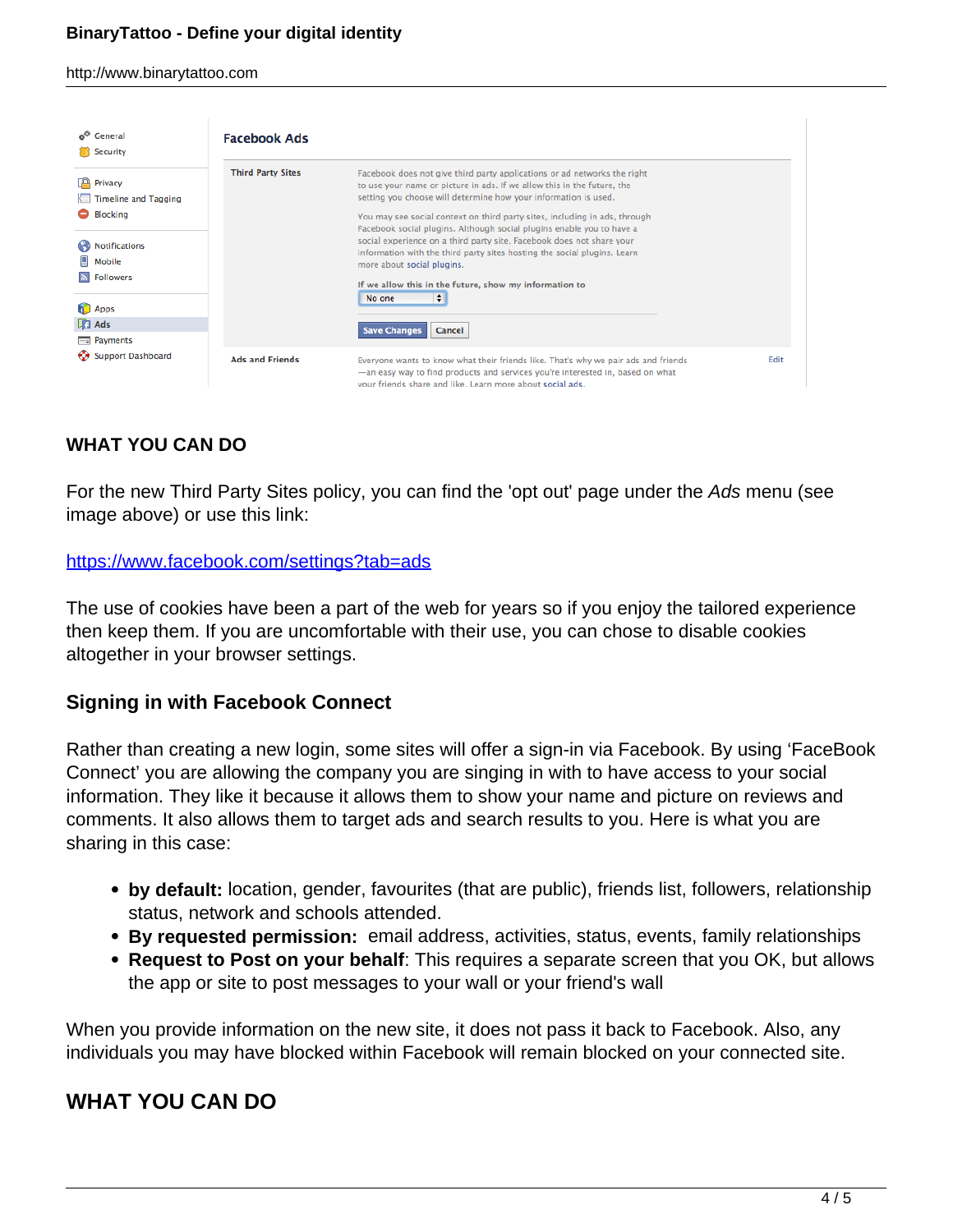## WHAT YOU CAN DO

For the new Third Party Sites policy, you can find the 'opt out' page under the *Ads* menu (see image above) or use this link:

https://www.facebook.com/settings?tab=ads

The use of cookies have been a part of the web for years so if you enjoy the tailored experience then keep them. If you are uncomfortable with their use, you can chose to disable cookies altogether in your browser settings.

### Signing in with Facebook Connect

Rather than creating a new login, some sites will offer a sign-in via Facebook. By using 'FaceBook Connect' you are allowing the company you are singing in with to have access to your social information. They like it because it allows them to show your name and picture on reviews and comments. It also allows them to target ads and search results to you. Here is what you are sharing in this case:

- **by default:** location, gender, favourites (that are public), friends list, followers, relationship status, network and schools attended.
- **By requested permission:** email address, activities, status, events, family relationships
- **Request to Post on your behalf**: This requires a separate screen that you OK, but allows the app or site to post messages to your wall or your friend's wall

When you provide information on the new site, it does not pass it back to Facebook. Also, any individuals you may have blocked within Facebook will remain blocked on your connected site.

## WHAT YOU CAN DO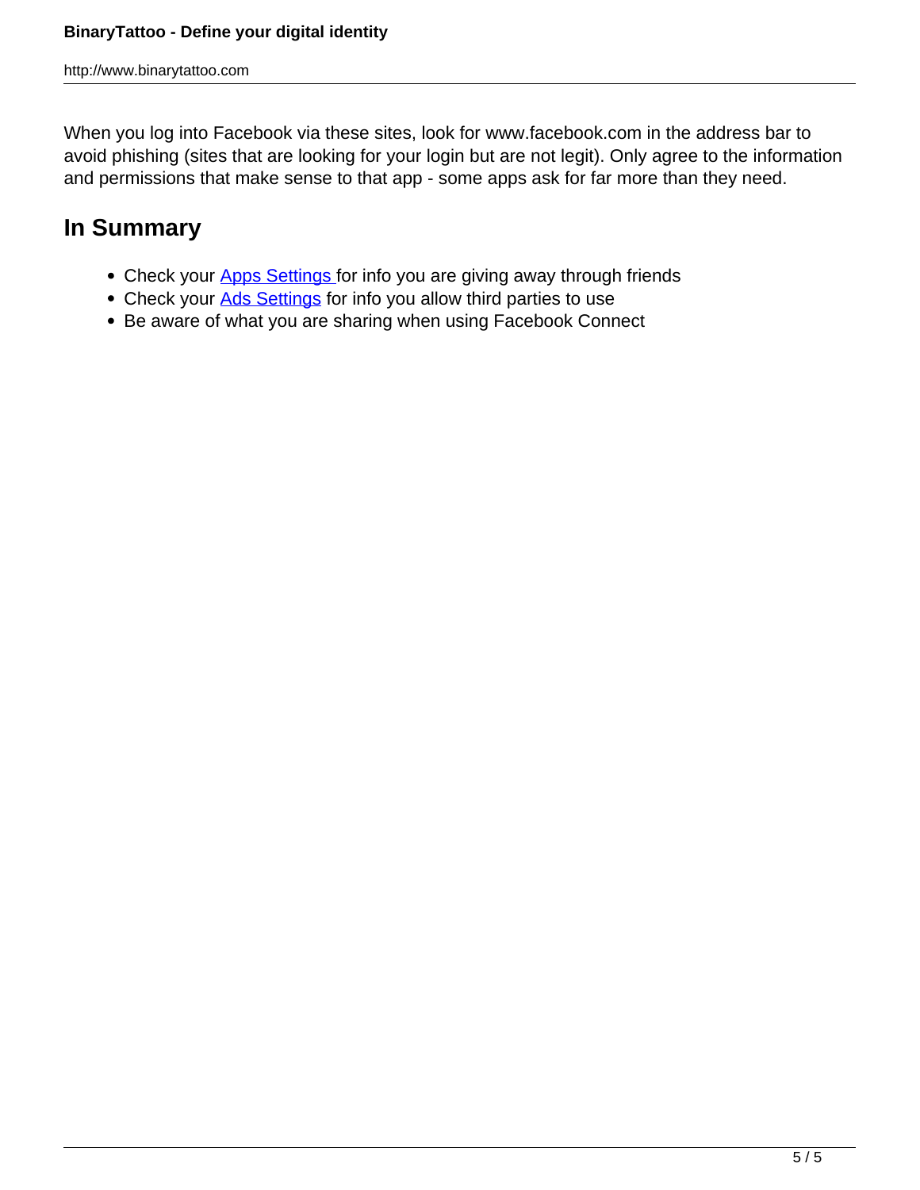When you log into Facebook via these sites, look for www.facebook.com in the address bar to avoid phishing (sites that are looking for your login but are not legit). Only agree to the information and permissions that make sense to that app - some apps ask for far more than they need.

## In Summary

- Check your Apps Settings for info you are giving away through friends
- Check your Ads Settings for info you allow third parties to use
- Be aware of what you are sharing when using Facebook Connect